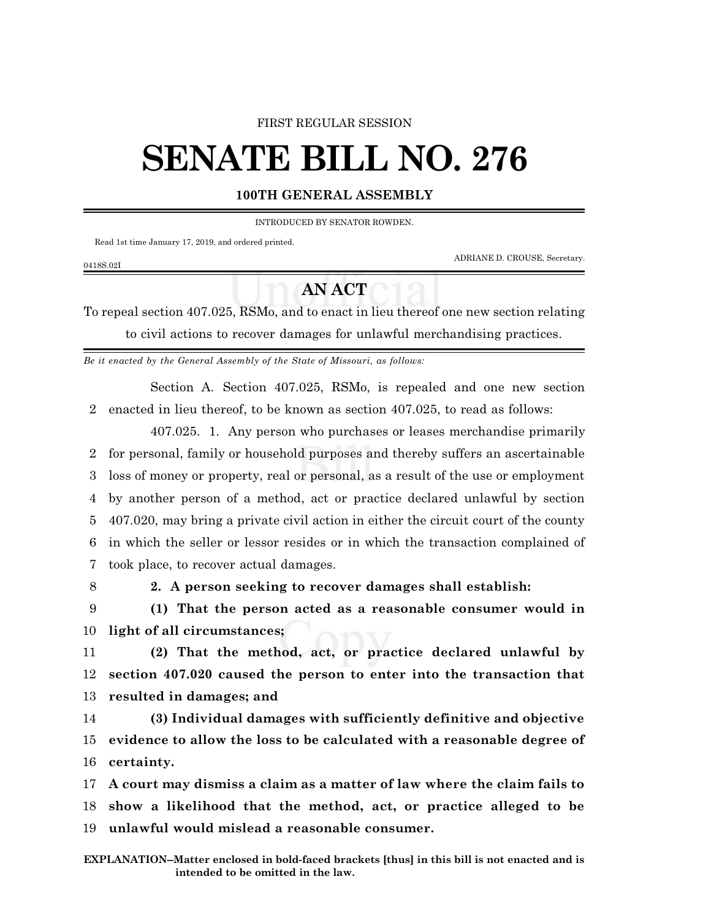FIRST REGULAR SESSION

# SENATE BILL NO. 276

## 100TH GENERAL ASSEMBLY

INTRODUCED BY SENATOR ROWDEN.

Read 1st time January 17, 2019, and ordered printed.

ADRIANE D. CROUSE, Secretary.

0418S.02I

## AN ACT

To repeal section 407.025, RSMo, and to enact in lieu thereof one new section relating to civil actions to recover damages for unlawful merchandising practices.

*Be it enacted by the General Assembly of the State of Missouri, as follows:*

Section A. Section 407.025, RSMo, is repealed and one new section enacted in lieu thereof, to be known as section 407.025, to read as follows:

407.025. 1. Any person who purchases or leases merchandise primarily for personal, family or household purposes and thereby suffers an ascertainable loss of money or property, real or personal, as a result of the use or employment by another person of a method, act or practice declared unlawful by section 407.020, may bring a private civil action in either the circuit court of the county in which the seller or lessor resides or in which the transaction complained of took place, to recover actual damages.

**2. A person seeking to recover damages shall establish:**

**(1) That the person acted as a reasonable consumer would in light of all circumstances;**

**(2) That the method, act, or practice declared unlawful by section 407.020 caused the person to enter into the transaction that resulted in damages; and**

**(3) Individual damages with sufficiently definitive and objective evidence to allow the loss to be calculated with a reasonable degree of certainty.**

**A court may dismiss a claim as a matter of law where the claim fails to show a likelihood that the method, act, or practice alleged to be unlawful would mislead a reasonable consumer.**

**EXPLANATION–Matter enclosed in bold-faced brackets [thus] in this bill is not enacted and is intended to be omitted in the law.**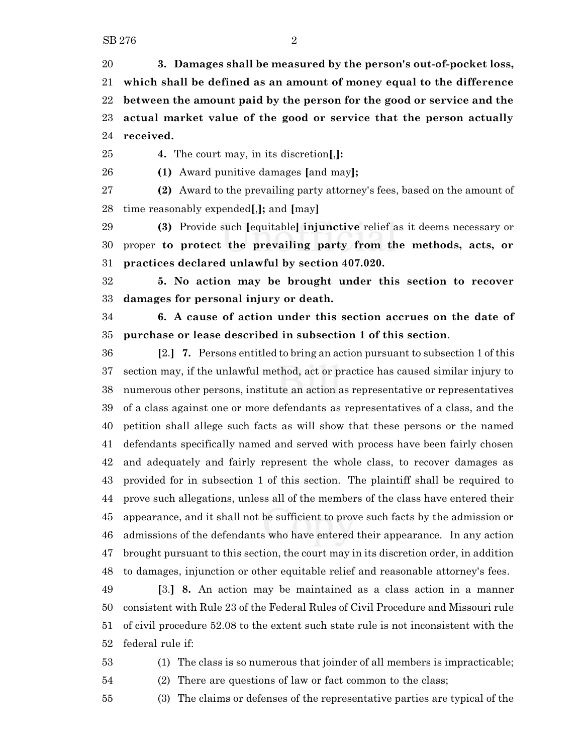20 **3. Damages shall be measured by the person's out-of-pocket loss,**
21 **which shall be defined as an amount of money equal to the difference**
22 **between the amount paid by the person for the good or service and the**
23 **actual market value of the good or service that the person actually**
24 **received.**

25 **4.** The court may, in its discretion**[**,**]:**

26 **(1)** Award punitive damages **[**and may**];**

27 **(2)** Award to the prevailing party attorney's fees, based on the amount of
28 time reasonably expended**[**,**];** and **[**may**]**

29 **(3)** Provide such **[**equitable**] injunctive** relief as it deems necessary or
30 proper **to protect the prevailing party from the methods, acts, or**
31 **practices declared unlawful by section 407.020.**

32 **5. No action may be brought under this section to recover**
33 **damages for personal injury or death.**

34 **6. A cause of action under this section accrues on the date of**
35 **purchase or lease described in subsection 1 of this section**.

36 **[**2.**] 7.** Persons entitled to bring an action pursuant to subsection 1 of this
37 section may, if the unlawful method, act or practice has caused similar injury to
38 numerous other persons, institute an action as representative or representatives
39 of a class against one or more defendants as representatives of a class, and the
40 petition shall allege such facts as will show that these persons or the named
41 defendants specifically named and served with process have been fairly chosen
42 and adequately and fairly represent the whole class, to recover damages as
43 provided for in subsection 1 of this section. The plaintiff shall be required to
44 prove such allegations, unless all of the members of the class have entered their
45 appearance, and it shall not be sufficient to prove such facts by the admission or
46 admissions of the defendants who have entered their appearance. In any action
47 brought pursuant to this section, the court may in its discretion order, in addition
48 to damages, injunction or other equitable relief and reasonable attorney's fees.

49 **[**3.**] 8.** An action may be maintained as a class action in a manner
50 consistent with Rule 23 of the Federal Rules of Civil Procedure and Missouri rule
51 of civil procedure 52.08 to the extent such state rule is not inconsistent with the
52 federal rule if:

53 (1) The class is so numerous that joinder of all members is impracticable;

54 (2) There are questions of law or fact common to the class;

55 (3) The claims or defenses of the representative parties are typical of the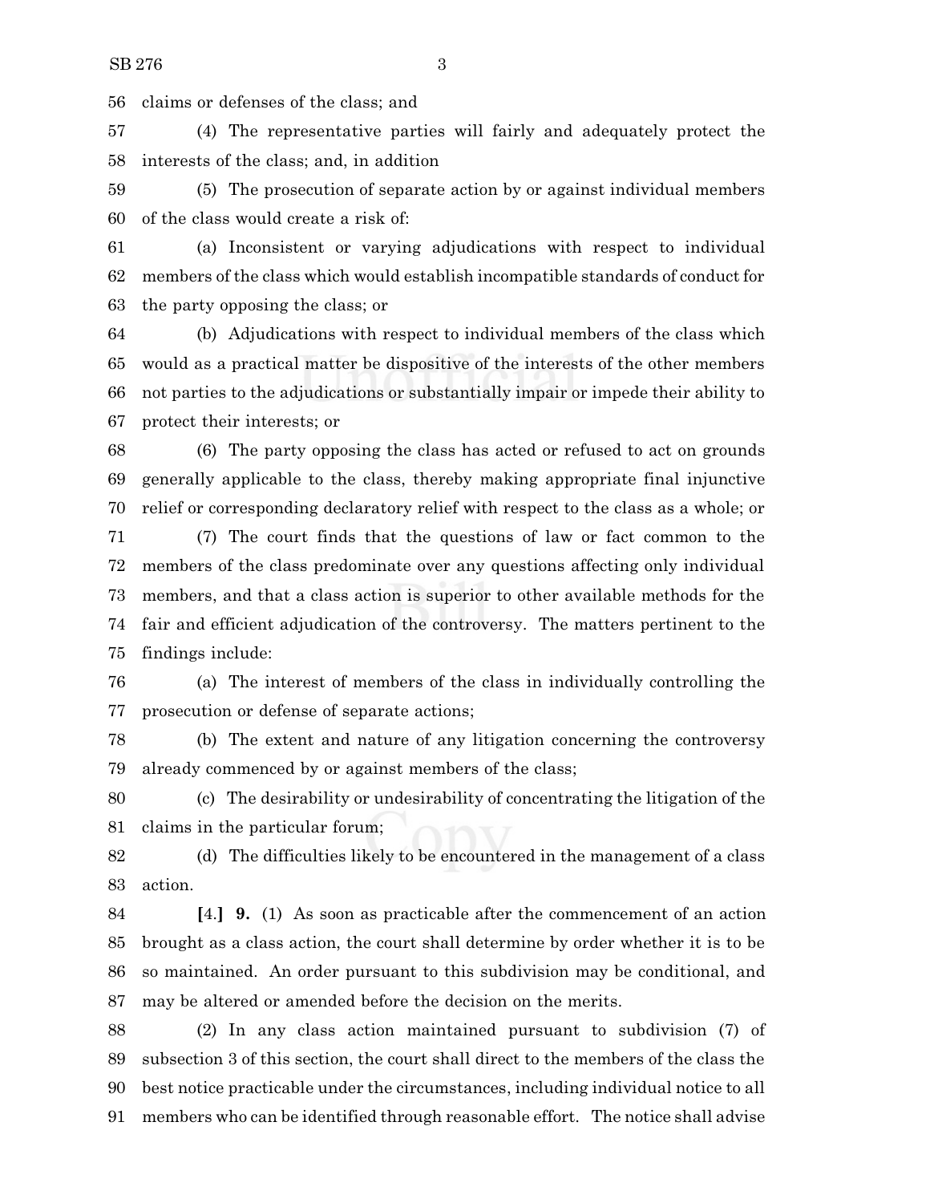claims or defenses of the class; and

(4) The representative parties will fairly and adequately protect the interests of the class; and, in addition

(5) The prosecution of separate action by or against individual members of the class would create a risk of:

(a) Inconsistent or varying adjudications with respect to individual members of the class which would establish incompatible standards of conduct for the party opposing the class; or

(b) Adjudications with respect to individual members of the class which would as a practical matter be dispositive of the interests of the other members not parties to the adjudications or substantially impair or impede their ability to protect their interests; or

(6) The party opposing the class has acted or refused to act on grounds generally applicable to the class, thereby making appropriate final injunctive relief or corresponding declaratory relief with respect to the class as a whole; or

(7) The court finds that the questions of law or fact common to the members of the class predominate over any questions affecting only individual members, and that a class action is superior to other available methods for the fair and efficient adjudication of the controversy. The matters pertinent to the findings include:

(a) The interest of members of the class in individually controlling the prosecution or defense of separate actions;

(b) The extent and nature of any litigation concerning the controversy already commenced by or against members of the class;

(c) The desirability or undesirability of concentrating the litigation of the claims in the particular forum;

(d) The difficulties likely to be encountered in the management of a class action.

**[**4.**]** **9.** (1) As soon as practicable after the commencement of an action brought as a class action, the court shall determine by order whether it is to be so maintained. An order pursuant to this subdivision may be conditional, and may be altered or amended before the decision on the merits.

(2) In any class action maintained pursuant to subdivision (7) of subsection 3 of this section, the court shall direct to the members of the class the best notice practicable under the circumstances, including individual notice to all members who can be identified through reasonable effort. The notice shall advise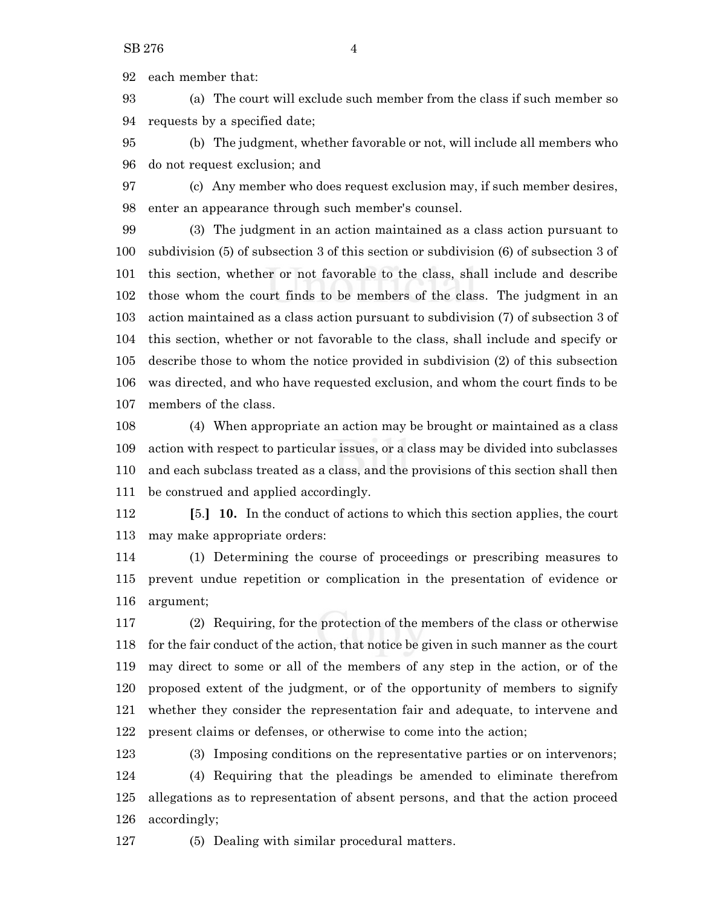each member that:

(a) The court will exclude such member from the class if such member so requests by a specified date;

(b) The judgment, whether favorable or not, will include all members who do not request exclusion; and

(c) Any member who does request exclusion may, if such member desires, enter an appearance through such member's counsel.

(3) The judgment in an action maintained as a class action pursuant to subdivision (5) of subsection 3 of this section or subdivision (6) of subsection 3 of this section, whether or not favorable to the class, shall include and describe those whom the court finds to be members of the class. The judgment in an action maintained as a class action pursuant to subdivision (7) of subsection 3 of this section, whether or not favorable to the class, shall include and specify or describe those to whom the notice provided in subdivision (2) of this subsection was directed, and who have requested exclusion, and whom the court finds to be members of the class.

(4) When appropriate an action may be brought or maintained as a class action with respect to particular issues, or a class may be divided into subclasses and each subclass treated as a class, and the provisions of this section shall then be construed and applied accordingly.

**[**5.**]** **10.** In the conduct of actions to which this section applies, the court may make appropriate orders:

(1) Determining the course of proceedings or prescribing measures to prevent undue repetition or complication in the presentation of evidence or argument;

(2) Requiring, for the protection of the members of the class or otherwise for the fair conduct of the action, that notice be given in such manner as the court may direct to some or all of the members of any step in the action, or of the proposed extent of the judgment, or of the opportunity of members to signify whether they consider the representation fair and adequate, to intervene and present claims or defenses, or otherwise to come into the action;

(3) Imposing conditions on the representative parties or on intervenors;

(4) Requiring that the pleadings be amended to eliminate therefrom allegations as to representation of absent persons, and that the action proceed accordingly;

(5) Dealing with similar procedural matters.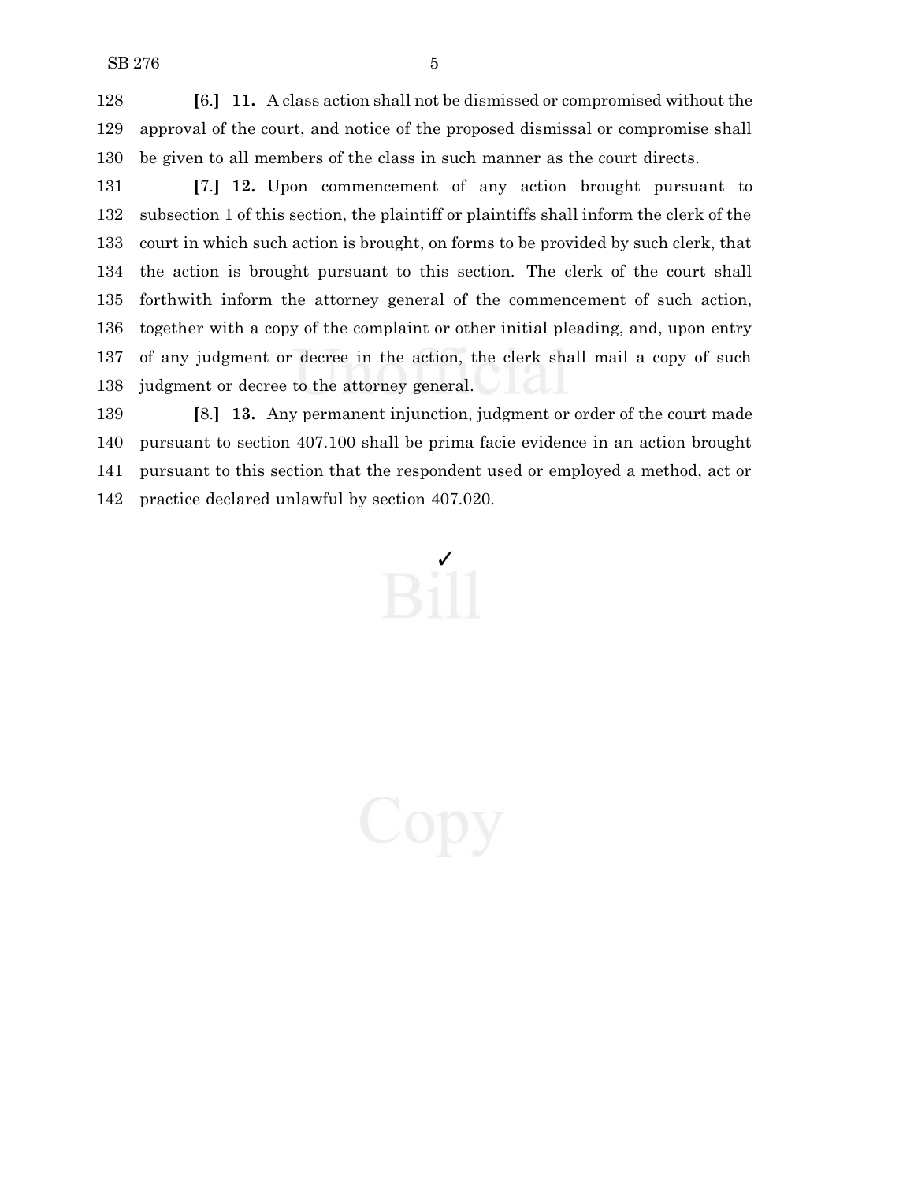[6.] **11.** A class action shall not be dismissed or compromised without the approval of the court, and notice of the proposed dismissal or compromise shall be given to all members of the class in such manner as the court directs.

[7.] **12.** Upon commencement of any action brought pursuant to subsection 1 of this section, the plaintiff or plaintiffs shall inform the clerk of the court in which such action is brought, on forms to be provided by such clerk, that the action is brought pursuant to this section. The clerk of the court shall forthwith inform the attorney general of the commencement of such action, together with a copy of the complaint or other initial pleading, and, upon entry of any judgment or decree in the action, the clerk shall mail a copy of such judgment or decree to the attorney general.

[8.] **13.** Any permanent injunction, judgment or order of the court made pursuant to section 407.100 shall be prima facie evidence in an action brought pursuant to this section that the respondent used or employed a method, act or practice declared unlawful by section 407.020.

✓